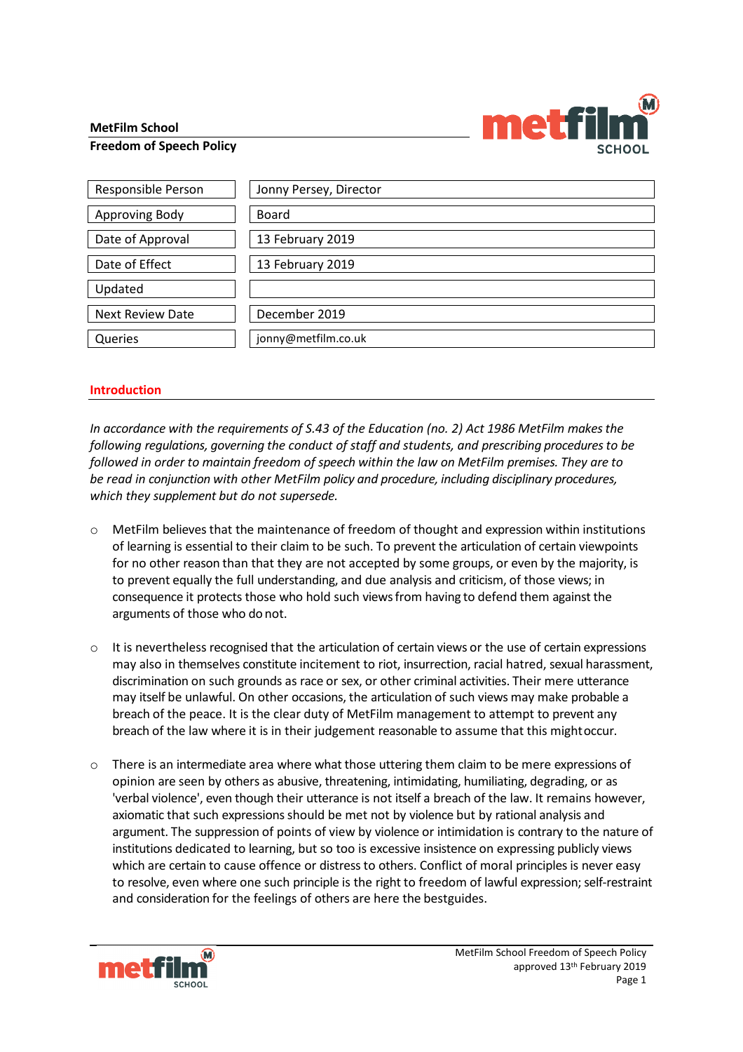**MetFilm School**
**Freedom of Speech Policy**

| Responsible Person | Jonny Persey, Director |
|---|---|
| Approving Body | Board |
| Date of Approval | 13 February 2019 |
| Date of Effect | 13 February 2019 |
| Updated | |
| Next Review Date | December 2019 |
| Queries | jonny@metfilm.co.uk |

## Introduction

*In accordance with the requirements of S.43 of the Education (no. 2) Act 1986 MetFilm makes the following regulations, governing the conduct of staff and students, and prescribing procedures to be followed in order to maintain freedom of speech within the law on MetFilm premises. They are to be read in conjunction with other MetFilm policy and procedure, including disciplinary procedures, which they supplement but do not supersede.*

- MetFilm believes that the maintenance of freedom of thought and expression within institutions of learning is essential to their claim to be such. To prevent the articulation of certain viewpoints for no other reason than that they are not accepted by some groups, or even by the majority, is to prevent equally the full understanding, and due analysis and criticism, of those views; in consequence it protects those who hold such views from having to defend them against the arguments of those who do not.

- It is nevertheless recognised that the articulation of certain views or the use of certain expressions may also in themselves constitute incitement to riot, insurrection, racial hatred, sexual harassment, discrimination on such grounds as race or sex, or other criminal activities. Their mere utterance may itself be unlawful. On other occasions, the articulation of such views may make probable a breach of the peace. It is the clear duty of MetFilm management to attempt to prevent any breach of the law where it is in their judgement reasonable to assume that this might occur.

- There is an intermediate area where what those uttering them claim to be mere expressions of opinion are seen by others as abusive, threatening, intimidating, humiliating, degrading, or as 'verbal violence', even though their utterance is not itself a breach of the law. It remains however, axiomatic that such expressions should be met not by violence but by rational analysis and argument. The suppression of points of view by violence or intimidation is contrary to the nature of institutions dedicated to learning, but so too is excessive insistence on expressing publicly views which are certain to cause offence or distress to others. Conflict of moral principles is never easy to resolve, even where one such principle is the right to freedom of lawful expression; self-restraint and consideration for the feelings of others are here the best guides.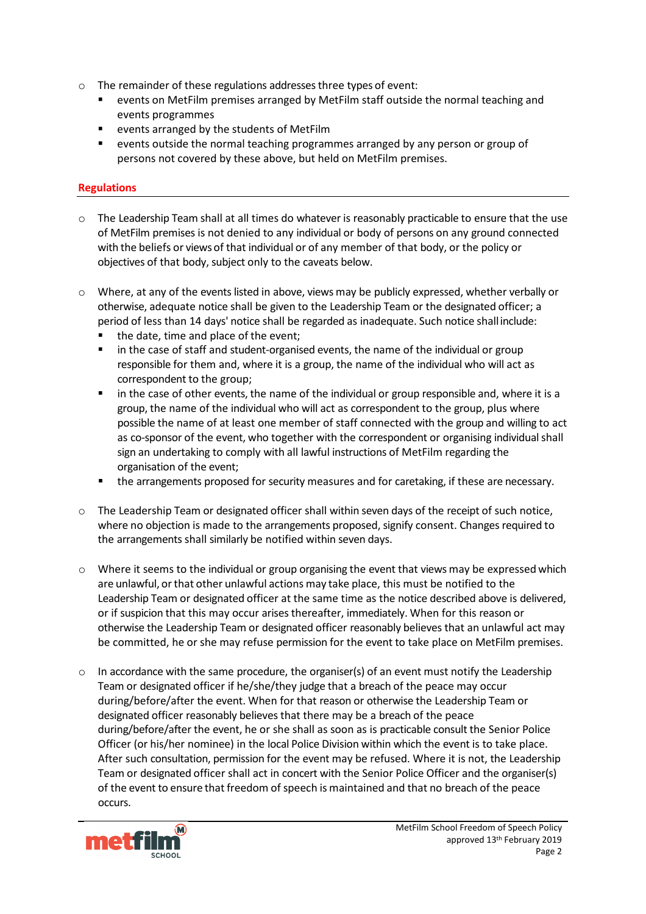- The remainder of these regulations addresses three types of event:
  - events on MetFilm premises arranged by MetFilm staff outside the normal teaching and events programmes
  - events arranged by the students of MetFilm
  - events outside the normal teaching programmes arranged by any person or group of persons not covered by these above, but held on MetFilm premises.

## Regulations

- The Leadership Team shall at all times do whatever is reasonably practicable to ensure that the use of MetFilm premises is not denied to any individual or body of persons on any ground connected with the beliefs or views of that individual or of any member of that body, or the policy or objectives of that body, subject only to the caveats below.

- Where, at any of the events listed in above, views may be publicly expressed, whether verbally or otherwise, adequate notice shall be given to the Leadership Team or the designated officer; a period of less than 14 days' notice shall be regarded as inadequate. Such notice shall include:
  - the date, time and place of the event;
  - in the case of staff and student-organised events, the name of the individual or group responsible for them and, where it is a group, the name of the individual who will act as correspondent to the group;
  - in the case of other events, the name of the individual or group responsible and, where it is a group, the name of the individual who will act as correspondent to the group, plus where possible the name of at least one member of staff connected with the group and willing to act as co-sponsor of the event, who together with the correspondent or organising individual shall sign an undertaking to comply with all lawful instructions of MetFilm regarding the organisation of the event;
  - the arrangements proposed for security measures and for caretaking, if these are necessary.

- The Leadership Team or designated officer shall within seven days of the receipt of such notice, where no objection is made to the arrangements proposed, signify consent. Changes required to the arrangements shall similarly be notified within seven days.

- Where it seems to the individual or group organising the event that views may be expressed which are unlawful, or that other unlawful actions may take place, this must be notified to the Leadership Team or designated officer at the same time as the notice described above is delivered, or if suspicion that this may occur arises thereafter, immediately. When for this reason or otherwise the Leadership Team or designated officer reasonably believes that an unlawful act may be committed, he or she may refuse permission for the event to take place on MetFilm premises.

- In accordance with the same procedure, the organiser(s) of an event must notify the Leadership Team or designated officer if he/she/they judge that a breach of the peace may occur during/before/after the event. When for that reason or otherwise the Leadership Team or designated officer reasonably believes that there may be a breach of the peace during/before/after the event, he or she shall as soon as is practicable consult the Senior Police Officer (or his/her nominee) in the local Police Division within which the event is to take place. After such consultation, permission for the event may be refused. Where it is not, the Leadership Team or designated officer shall act in concert with the Senior Police Officer and the organiser(s) of the event to ensure that freedom of speech is maintained and that no breach of the peace occurs.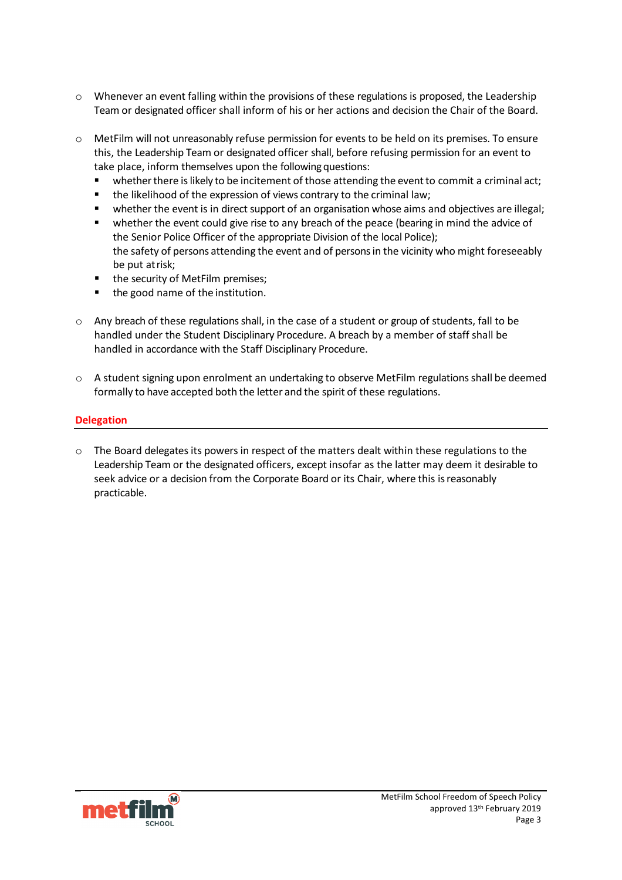- Whenever an event falling within the provisions of these regulations is proposed, the Leadership Team or designated officer shall inform of his or her actions and decision the Chair of the Board.

- MetFilm will not unreasonably refuse permission for events to be held on its premises. To ensure this, the Leadership Team or designated officer shall, before refusing permission for an event to take place, inform themselves upon the following questions:
  - whether there is likely to be incitement of those attending the event to commit a criminal act;
  - the likelihood of the expression of views contrary to the criminal law;
  - whether the event is in direct support of an organisation whose aims and objectives are illegal;
  - whether the event could give rise to any breach of the peace (bearing in mind the advice of the Senior Police Officer of the appropriate Division of the local Police);
    the safety of persons attending the event and of persons in the vicinity who might foreseeably be put at risk;
  - the security of MetFilm premises;
  - the good name of the institution.

- Any breach of these regulations shall, in the case of a student or group of students, fall to be handled under the Student Disciplinary Procedure. A breach by a member of staff shall be handled in accordance with the Staff Disciplinary Procedure.

- A student signing upon enrolment an undertaking to observe MetFilm regulations shall be deemed formally to have accepted both the letter and the spirit of these regulations.

## Delegation

- The Board delegates its powers in respect of the matters dealt within these regulations to the Leadership Team or the designated officers, except insofar as the latter may deem it desirable to seek advice or a decision from the Corporate Board or its Chair, where this is reasonably practicable.